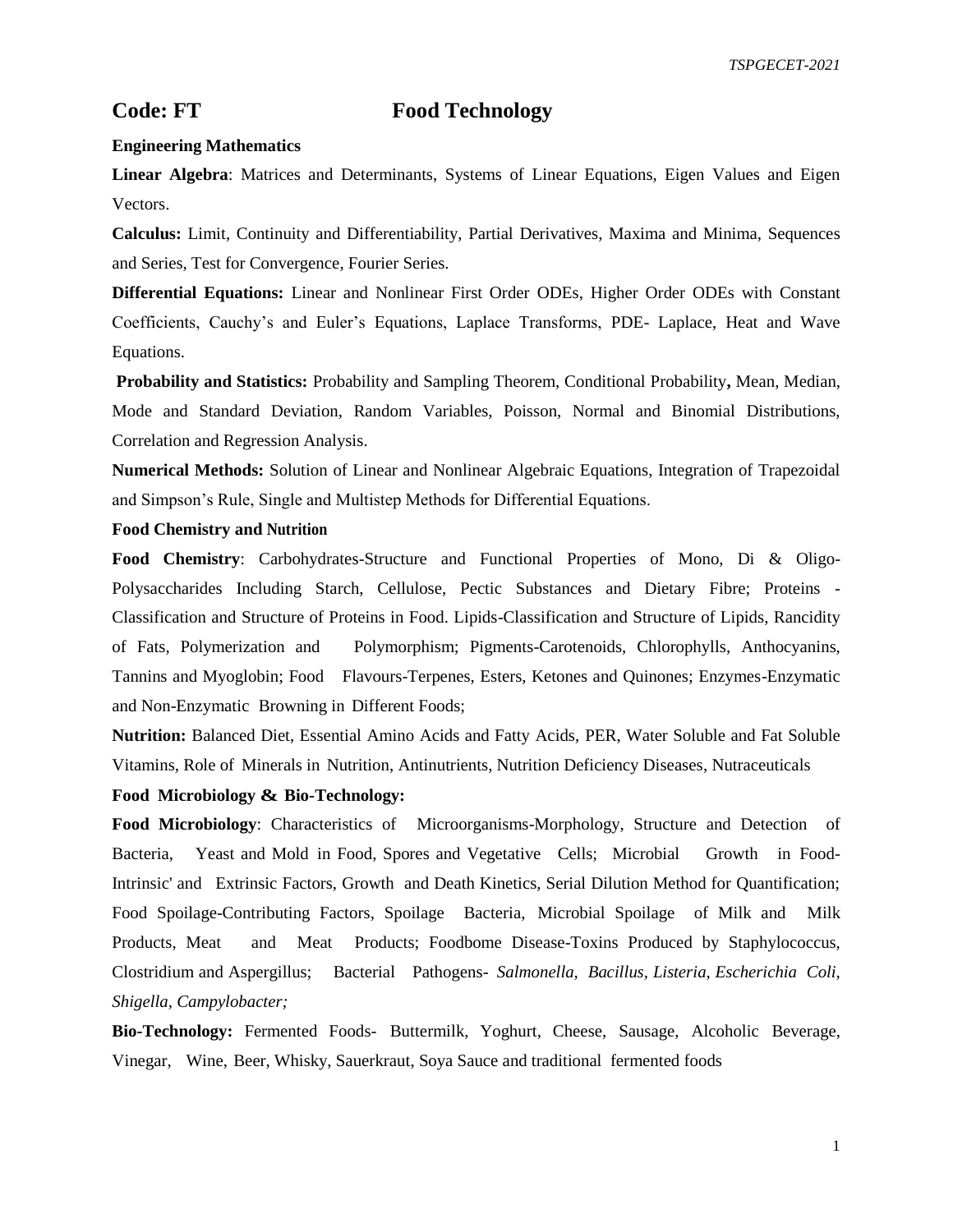# Code: FT Food Technology

**Engineering Mathematics**

**Linear Algebra**: Matrices and Determinants, Systems of Linear Equations, Eigen Values and Eigen Vectors.

**Calculus:** Limit, Continuity and Differentiability, Partial Derivatives, Maxima and Minima, Sequences and Series, Test for Convergence, Fourier Series.

**Differential Equations:** Linear and Nonlinear First Order ODEs, Higher Order ODEs with Constant Coefficients, Cauchy's and Euler's Equations, Laplace Transforms, PDE- Laplace, Heat and Wave Equations.

**Probability and Statistics:** Probability and Sampling Theorem, Conditional Probability**,** Mean, Median, Mode and Standard Deviation, Random Variables, Poisson, Normal and Binomial Distributions, Correlation and Regression Analysis.

**Numerical Methods:** Solution of Linear and Nonlinear Algebraic Equations, Integration of Trapezoidal and Simpson's Rule, Single and Multistep Methods for Differential Equations.

**Food Chemistry and Nutrition**

**Food Chemistry**: Carbohydrates-Structure and Functional Properties of Mono, Di & Oligo-Polysaccharides Including Starch, Cellulose, Pectic Substances and Dietary Fibre; Proteins - Classification and Structure of Proteins in Food. Lipids-Classification and Structure of Lipids, Rancidity of Fats, Polymerization and Polymorphism; Pigments-Carotenoids, Chlorophylls, Anthocyanins, Tannins and Myoglobin; Food Flavours-Terpenes, Esters, Ketones and Quinones; Enzymes-Enzymatic and Non-Enzymatic Browning in Different Foods;

**Nutrition:** Balanced Diet, Essential Amino Acids and Fatty Acids, PER, Water Soluble and Fat Soluble Vitamins, Role of Minerals in Nutrition, Antinutrients, Nutrition Deficiency Diseases, Nutraceuticals

**Food Microbiology & Bio-Technology:**

**Food Microbiology**: Characteristics of Microorganisms-Morphology, Structure and Detection of Bacteria, Yeast and Mold in Food, Spores and Vegetative Cells; Microbial Growth in Food-Intrinsic' and Extrinsic Factors, Growth and Death Kinetics, Serial Dilution Method for Quantification; Food Spoilage-Contributing Factors, Spoilage Bacteria, Microbial Spoilage of Milk and Milk Products, Meat and Meat Products; Foodbome Disease-Toxins Produced by Staphylococcus, Clostridium and Aspergillus; Bacterial Pathogens- *Salmonella, Bacillus, Listeria, Escherichia Coli, Shigella, Campylobacter;*

**Bio-Technology:** Fermented Foods- Buttermilk, Yoghurt, Cheese, Sausage, Alcoholic Beverage, Vinegar, Wine, Beer, Whisky, Sauerkraut, Soya Sauce and traditional fermented foods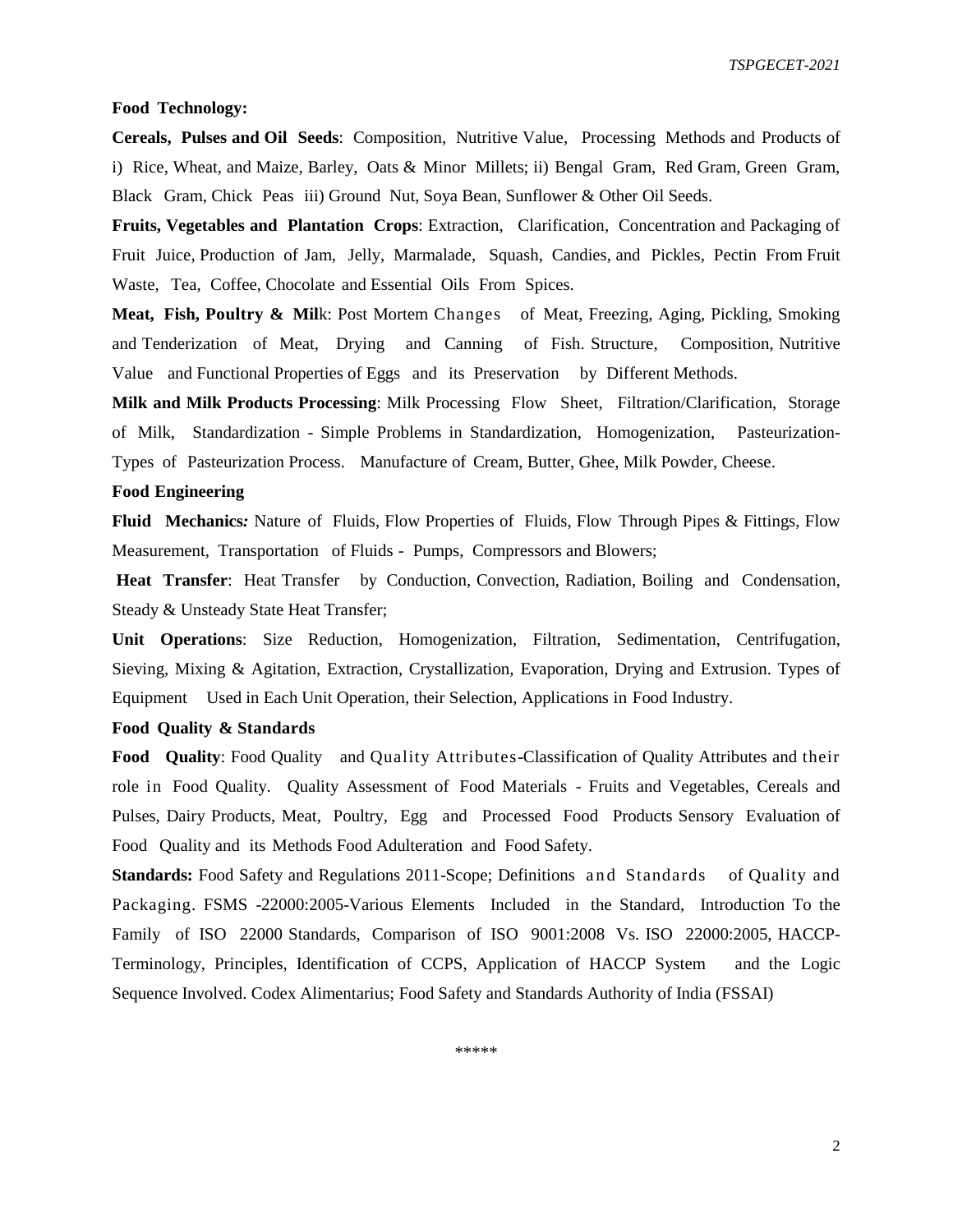**Food Technology:**

**Cereals, Pulses and Oil Seeds**: Composition, Nutritive Value, Processing Methods and Products of i) Rice, Wheat, and Maize, Barley, Oats & Minor Millets; ii) Bengal Gram, Red Gram, Green Gram, Black Gram, Chick Peas iii) Ground Nut, Soya Bean, Sunflower & Other Oil Seeds.

**Fruits, Vegetables and Plantation Crops**: Extraction, Clarification, Concentration and Packaging of Fruit Juice, Production of Jam, Jelly, Marmalade, Squash, Candies, and Pickles, Pectin From Fruit Waste, Tea, Coffee, Chocolate and Essential Oils From Spices.

**Meat, Fish, Poultry & Mil**k: Post Mortem Changes of Meat, Freezing, Aging, Pickling, Smoking and Tenderization of Meat, Drying and Canning of Fish. Structure, Composition, Nutritive Value and Functional Properties of Eggs and its Preservation by Different Methods.

**Milk and Milk Products Processing**: Milk Processing Flow Sheet, Filtration/Clarification, Storage of Milk, Standardization - Simple Problems in Standardization, Homogenization, Pasteurization-Types of Pasteurization Process. Manufacture of Cream, Butter, Ghee, Milk Powder, Cheese.

**Food Engineering**

**Fluid Mechanics***:* Nature of Fluids, Flow Properties of Fluids, Flow Through Pipes & Fittings, Flow Measurement, Transportation of Fluids - Pumps, Compressors and Blowers;

**Heat Transfer**: Heat Transfer by Conduction, Convection, Radiation, Boiling and Condensation, Steady & Unsteady State Heat Transfer;

**Unit Operations**: Size Reduction, Homogenization, Filtration, Sedimentation, Centrifugation, Sieving, Mixing & Agitation, Extraction, Crystallization, Evaporation, Drying and Extrusion. Types of Equipment Used in Each Unit Operation, their Selection, Applications in Food Industry.

**Food Quality & Standards**

**Food Quality**: Food Quality and Quality Attributes-Classification of Quality Attributes and their role in Food Quality. Quality Assessment of Food Materials - Fruits and Vegetables, Cereals and Pulses, Dairy Products, Meat, Poultry, Egg and Processed Food Products Sensory Evaluation of Food Quality and its Methods Food Adulteration and Food Safety.

**Standards:** Food Safety and Regulations 2011-Scope; Definitions and Standards of Quality and Packaging. FSMS -22000:2005-Various Elements Included in the Standard, Introduction To the Family of ISO 22000 Standards, Comparison of ISO 9001:2008 Vs. ISO 22000:2005, HACCP-Terminology, Principles, Identification of CCPS, Application of HACCP System and the Logic Sequence Involved. Codex Alimentarius; Food Safety and Standards Authority of India (FSSAI)

*****